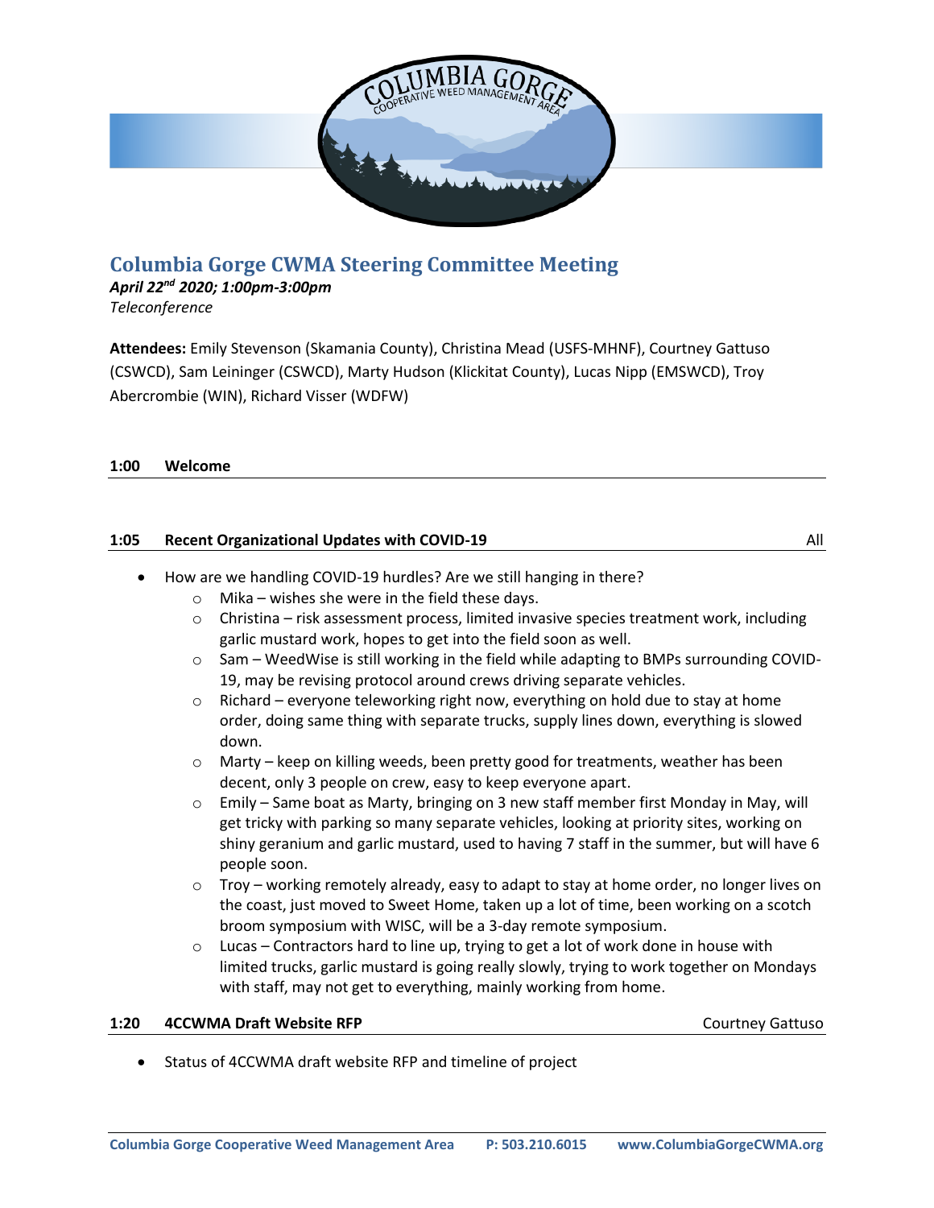# Columbia Gorge CWMA Steering Committee Meeting

***April 22nd 2020; 1:00pm-3:00pm***

*Teleconference*

**Attendees:** Emily Stevenson (Skamania County), Christina Mead (USFS-MHNF), Courtney Gattuso (CSWCD), Sam Leininger (CSWCD), Marty Hudson (Klickitat County), Lucas Nipp (EMSWCD), Troy Abercrombie (WIN), Richard Visser (WDFW)

## 1:00 Welcome

## 1:05 Recent Organizational Updates with COVID-19 — All

- How are we handling COVID-19 hurdles? Are we still hanging in there?
  - Mika – wishes she were in the field these days.
  - Christina – risk assessment process, limited invasive species treatment work, including garlic mustard work, hopes to get into the field soon as well.
  - Sam – WeedWise is still working in the field while adapting to BMPs surrounding COVID-19, may be revising protocol around crews driving separate vehicles.
  - Richard – everyone teleworking right now, everything on hold due to stay at home order, doing same thing with separate trucks, supply lines down, everything is slowed down.
  - Marty – keep on killing weeds, been pretty good for treatments, weather has been decent, only 3 people on crew, easy to keep everyone apart.
  - Emily – Same boat as Marty, bringing on 3 new staff member first Monday in May, will get tricky with parking so many separate vehicles, looking at priority sites, working on shiny geranium and garlic mustard, used to having 7 staff in the summer, but will have 6 people soon.
  - Troy – working remotely already, easy to adapt to stay at home order, no longer lives on the coast, just moved to Sweet Home, taken up a lot of time, been working on a scotch broom symposium with WISC, will be a 3-day remote symposium.
  - Lucas – Contractors hard to line up, trying to get a lot of work done in house with limited trucks, garlic mustard is going really slowly, trying to work together on Mondays with staff, may not get to everything, mainly working from home.

## 1:20 4CCWMA Draft Website RFP — Courtney Gattuso

- Status of 4CCWMA draft website RFP and timeline of project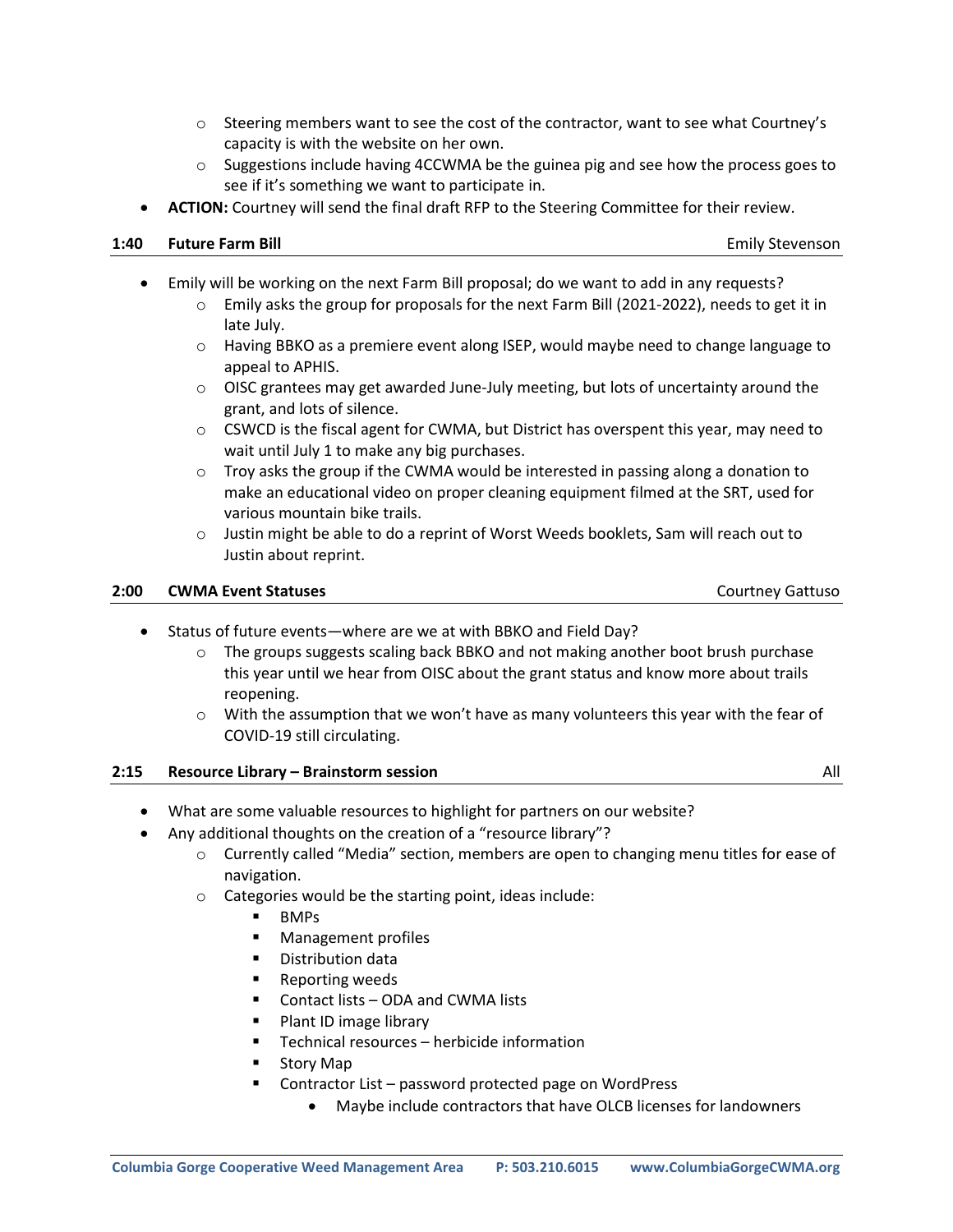- Steering members want to see the cost of the contractor, want to see what Courtney's capacity is with the website on her own.
  - Suggestions include having 4CCWMA be the guinea pig and see how the process goes to see if it's something we want to participate in.
- **ACTION:** Courtney will send the final draft RFP to the Steering Committee for their review.

### 1:40 Future Farm Bill — Emily Stevenson

- Emily will be working on the next Farm Bill proposal; do we want to add in any requests?
  - Emily asks the group for proposals for the next Farm Bill (2021-2022), needs to get it in late July.
  - Having BBKO as a premiere event along ISEP, would maybe need to change language to appeal to APHIS.
  - OISC grantees may get awarded June-July meeting, but lots of uncertainty around the grant, and lots of silence.
  - CSWCD is the fiscal agent for CWMA, but District has overspent this year, may need to wait until July 1 to make any big purchases.
  - Troy asks the group if the CWMA would be interested in passing along a donation to make an educational video on proper cleaning equipment filmed at the SRT, used for various mountain bike trails.
  - Justin might be able to do a reprint of Worst Weeds booklets, Sam will reach out to Justin about reprint.

### 2:00 CWMA Event Statuses — Courtney Gattuso

- Status of future events—where are we at with BBKO and Field Day?
  - The groups suggests scaling back BBKO and not making another boot brush purchase this year until we hear from OISC about the grant status and know more about trails reopening.
  - With the assumption that we won't have as many volunteers this year with the fear of COVID-19 still circulating.

### 2:15 Resource Library – Brainstorm session — All

- What are some valuable resources to highlight for partners on our website?
- Any additional thoughts on the creation of a "resource library"?
  - Currently called "Media" section, members are open to changing menu titles for ease of navigation.
  - Categories would be the starting point, ideas include:
    - BMPs
    - Management profiles
    - Distribution data
    - Reporting weeds
    - Contact lists – ODA and CWMA lists
    - Plant ID image library
    - Technical resources – herbicide information
    - Story Map
    - Contractor List – password protected page on WordPress
      - Maybe include contractors that have OLCB licenses for landowners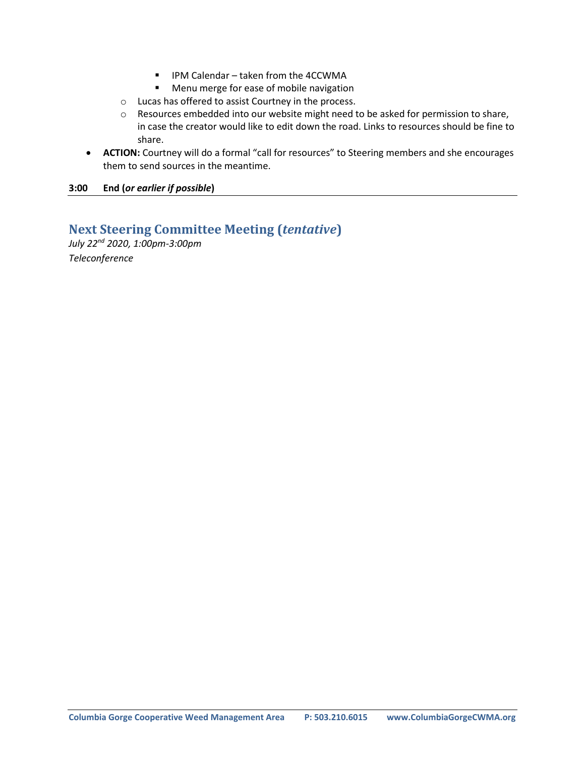- IPM Calendar – taken from the 4CCWMA
            - Menu merge for ease of mobile navigation
    - Lucas has offered to assist Courtney in the process.
    - Resources embedded into our website might need to be asked for permission to share, in case the creator would like to edit down the road. Links to resources should be fine to share.
- **ACTION:** Courtney will do a formal "call for resources" to Steering members and she encourages them to send sources in the meantime.

**3:00 End (*or earlier if possible*)**

---

## Next Steering Committee Meeting (*tentative*)

*July 22nd 2020, 1:00pm-3:00pm*

*Teleconference*